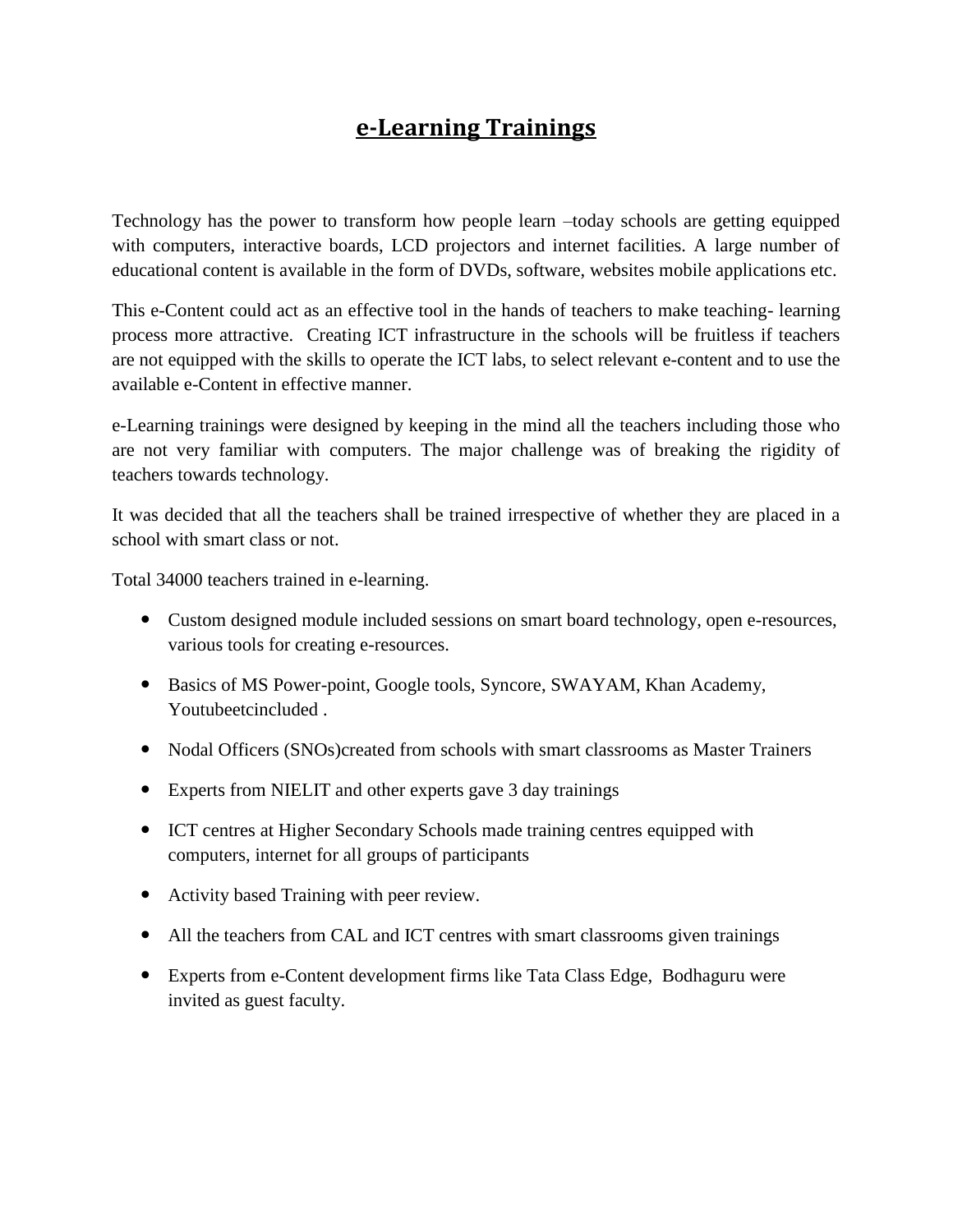# e-Learning Trainings

Technology has the power to transform how people learn –today schools are getting equipped with computers, interactive boards, LCD projectors and internet facilities. A large number of educational content is available in the form of DVDs, software, websites mobile applications etc.

This e-Content could act as an effective tool in the hands of teachers to make teaching- learning process more attractive. Creating ICT infrastructure in the schools will be fruitless if teachers are not equipped with the skills to operate the ICT labs, to select relevant e-content and to use the available e-Content in effective manner.

e-Learning trainings were designed by keeping in the mind all the teachers including those who are not very familiar with computers. The major challenge was of breaking the rigidity of teachers towards technology.

It was decided that all the teachers shall be trained irrespective of whether they are placed in a school with smart class or not.

Total 34000 teachers trained in e-learning.

- Custom designed module included sessions on smart board technology, open e-resources, various tools for creating e-resources.
- Basics of MS Power-point, Google tools, Syncore, SWAYAM, Khan Academy, Youtubeetcincluded .
- Nodal Officers (SNOs)created from schools with smart classrooms as Master Trainers
- Experts from NIELIT and other experts gave 3 day trainings
- ICT centres at Higher Secondary Schools made training centres equipped with computers, internet for all groups of participants
- Activity based Training with peer review.
- All the teachers from CAL and ICT centres with smart classrooms given trainings
- Experts from e-Content development firms like Tata Class Edge, Bodhaguru were invited as guest faculty.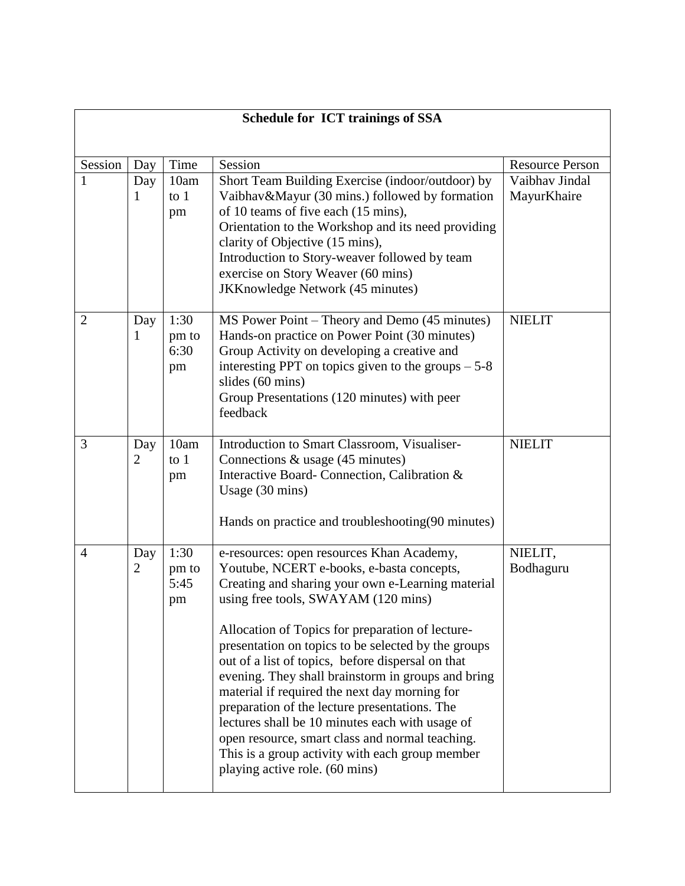**Schedule for ICT trainings of SSA**

| Session | Day | Time | Session | Resource Person |
|---|---|---|---|---|
| 1 | Day 1 | 10am to 1 pm | Short Team Building Exercise (indoor/outdoor) by Vaibhav&Mayur (30 mins.) followed by formation of 10 teams of five each (15 mins),<br>Orientation to the Workshop and its need providing clarity of Objective (15 mins),<br>Introduction to Story-weaver followed by team exercise on Story Weaver (60 mins)<br>JKKnowledge Network (45 minutes) | Vaibhav Jindal<br>MayurKhaire |
| 2 | Day 1 | 1:30 pm to 6:30 pm | MS Power Point – Theory and Demo (45 minutes)<br>Hands-on practice on Power Point (30 minutes)<br>Group Activity on developing a creative and interesting PPT on topics given to the groups – 5-8 slides (60 mins)<br>Group Presentations (120 minutes) with peer feedback | NIELIT |
| 3 | Day 2 | 10am to 1 pm | Introduction to Smart Classroom, Visualiser-Connections & usage (45 minutes)<br>Interactive Board- Connection, Calibration & Usage (30 mins)<br><br>Hands on practice and troubleshooting(90 minutes) | NIELIT |
| 4 | Day 2 | 1:30 pm to 5:45 pm | e-resources: open resources Khan Academy, Youtube, NCERT e-books, e-basta concepts, Creating and sharing your own e-Learning material using free tools, SWAYAM (120 mins)<br><br>Allocation of Topics for preparation of lecture-presentation on topics to be selected by the groups out of a list of topics, before dispersal on that evening. They shall brainstorm in groups and bring material if required the next day morning for preparation of the lecture presentations. The lectures shall be 10 minutes each with usage of open resource, smart class and normal teaching. This is a group activity with each group member playing active role. (60 mins) | NIELIT,<br>Bodhaguru |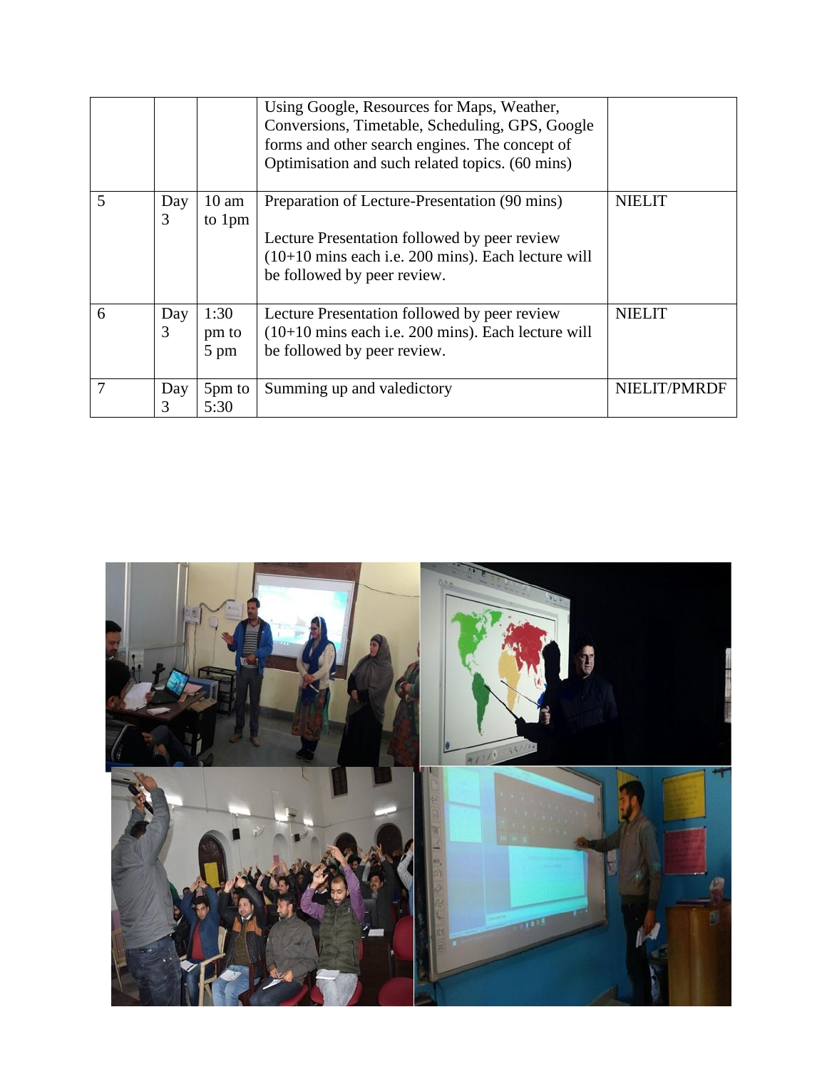| | | | | |
|---|---|---|---|---|
| | | | Using Google, Resources for Maps, Weather, Conversions, Timetable, Scheduling, GPS, Google forms and other search engines. The concept of Optimisation and such related topics. (60 mins) | |
| 5 | Day 3 | 10 am to 1pm | Preparation of Lecture-Presentation (90 mins)<br><br>Lecture Presentation followed by peer review (10+10 mins each i.e. 200 mins). Each lecture will be followed by peer review. | NIELIT |
| 6 | Day 3 | 1:30 pm to 5 pm | Lecture Presentation followed by peer review (10+10 mins each i.e. 200 mins). Each lecture will be followed by peer review. | NIELIT |
| 7 | Day 3 | 5pm to 5:30 | Summing up and valedictory | NIELIT/PMRDF |